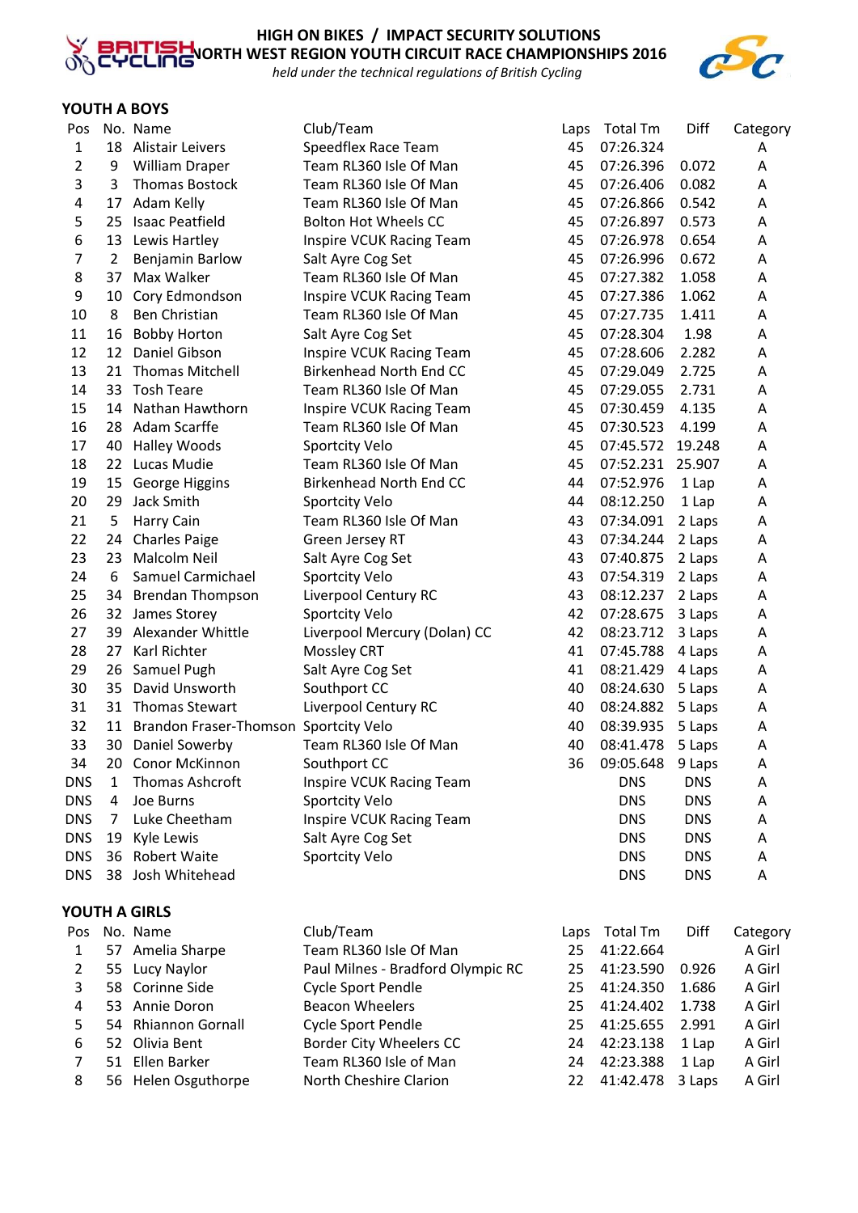# HIGH ON BIKES / IMPACT SECURITY SOLUTIONS
## NORTH WEST REGION YOUTH CIRCUIT RACE CHAMPIONSHIPS 2016

*held under the technical regulations of British Cycling*

### YOUTH A BOYS

| Pos | No. | Name | Club/Team | Laps | Total Tm | Diff | Category |
|---|---|---|---|---|---|---|---|
| 1 | 18 | Alistair Leivers | Speedflex Race Team | 45 | 07:26.324 | | A |
| 2 | 9 | William Draper | Team RL360 Isle Of Man | 45 | 07:26.396 | 0.072 | A |
| 3 | 3 | Thomas Bostock | Team RL360 Isle Of Man | 45 | 07:26.406 | 0.082 | A |
| 4 | 17 | Adam Kelly | Team RL360 Isle Of Man | 45 | 07:26.866 | 0.542 | A |
| 5 | 25 | Isaac Peatfield | Bolton Hot Wheels CC | 45 | 07:26.897 | 0.573 | A |
| 6 | 13 | Lewis Hartley | Inspire VCUK Racing Team | 45 | 07:26.978 | 0.654 | A |
| 7 | 2 | Benjamin Barlow | Salt Ayre Cog Set | 45 | 07:26.996 | 0.672 | A |
| 8 | 37 | Max Walker | Team RL360 Isle Of Man | 45 | 07:27.382 | 1.058 | A |
| 9 | 10 | Cory Edmondson | Inspire VCUK Racing Team | 45 | 07:27.386 | 1.062 | A |
| 10 | 8 | Ben Christian | Team RL360 Isle Of Man | 45 | 07:27.735 | 1.411 | A |
| 11 | 16 | Bobby Horton | Salt Ayre Cog Set | 45 | 07:28.304 | 1.98 | A |
| 12 | 12 | Daniel Gibson | Inspire VCUK Racing Team | 45 | 07:28.606 | 2.282 | A |
| 13 | 21 | Thomas Mitchell | Birkenhead North End CC | 45 | 07:29.049 | 2.725 | A |
| 14 | 33 | Tosh Teare | Team RL360 Isle Of Man | 45 | 07:29.055 | 2.731 | A |
| 15 | 14 | Nathan Hawthorn | Inspire VCUK Racing Team | 45 | 07:30.459 | 4.135 | A |
| 16 | 28 | Adam Scarffe | Team RL360 Isle Of Man | 45 | 07:30.523 | 4.199 | A |
| 17 | 40 | Halley Woods | Sportcity Velo | 45 | 07:45.572 | 19.248 | A |
| 18 | 22 | Lucas Mudie | Team RL360 Isle Of Man | 45 | 07:52.231 | 25.907 | A |
| 19 | 15 | George Higgins | Birkenhead North End CC | 44 | 07:52.976 | 1 Lap | A |
| 20 | 29 | Jack Smith | Sportcity Velo | 44 | 08:12.250 | 1 Lap | A |
| 21 | 5 | Harry Cain | Team RL360 Isle Of Man | 43 | 07:34.091 | 2 Laps | A |
| 22 | 24 | Charles Paige | Green Jersey RT | 43 | 07:34.244 | 2 Laps | A |
| 23 | 23 | Malcolm Neil | Salt Ayre Cog Set | 43 | 07:40.875 | 2 Laps | A |
| 24 | 6 | Samuel Carmichael | Sportcity Velo | 43 | 07:54.319 | 2 Laps | A |
| 25 | 34 | Brendan Thompson | Liverpool Century RC | 43 | 08:12.237 | 2 Laps | A |
| 26 | 32 | James Storey | Sportcity Velo | 42 | 07:28.675 | 3 Laps | A |
| 27 | 39 | Alexander Whittle | Liverpool Mercury (Dolan) CC | 42 | 08:23.712 | 3 Laps | A |
| 28 | 27 | Karl Richter | Mossley CRT | 41 | 07:45.788 | 4 Laps | A |
| 29 | 26 | Samuel Pugh | Salt Ayre Cog Set | 41 | 08:21.429 | 4 Laps | A |
| 30 | 35 | David Unsworth | Southport CC | 40 | 08:24.630 | 5 Laps | A |
| 31 | 31 | Thomas Stewart | Liverpool Century RC | 40 | 08:24.882 | 5 Laps | A |
| 32 | 11 | Brandon Fraser-Thomson | Sportcity Velo | 40 | 08:39.935 | 5 Laps | A |
| 33 | 30 | Daniel Sowerby | Team RL360 Isle Of Man | 40 | 08:41.478 | 5 Laps | A |
| 34 | 20 | Conor McKinnon | Southport CC | 36 | 09:05.648 | 9 Laps | A |
| DNS | 1 | Thomas Ashcroft | Inspire VCUK Racing Team | | DNS | DNS | A |
| DNS | 4 | Joe Burns | Sportcity Velo | | DNS | DNS | A |
| DNS | 7 | Luke Cheetham | Inspire VCUK Racing Team | | DNS | DNS | A |
| DNS | 19 | Kyle Lewis | Salt Ayre Cog Set | | DNS | DNS | A |
| DNS | 36 | Robert Waite | Sportcity Velo | | DNS | DNS | A |
| DNS | 38 | Josh Whitehead | | | DNS | DNS | A |

### YOUTH A GIRLS

| Pos | No. | Name | Club/Team | Laps | Total Tm | Diff | Category |
|---|---|---|---|---|---|---|---|
| 1 | 57 | Amelia Sharpe | Team RL360 Isle Of Man | 25 | 41:22.664 | | A Girl |
| 2 | 55 | Lucy Naylor | Paul Milnes - Bradford Olympic RC | 25 | 41:23.590 | 0.926 | A Girl |
| 3 | 58 | Corinne Side | Cycle Sport Pendle | 25 | 41:24.350 | 1.686 | A Girl |
| 4 | 53 | Annie Doron | Beacon Wheelers | 25 | 41:24.402 | 1.738 | A Girl |
| 5 | 54 | Rhiannon Gornall | Cycle Sport Pendle | 25 | 41:25.655 | 2.991 | A Girl |
| 6 | 52 | Olivia Bent | Border City Wheelers CC | 24 | 42:23.138 | 1 Lap | A Girl |
| 7 | 51 | Ellen Barker | Team RL360 Isle of Man | 24 | 42:23.388 | 1 Lap | A Girl |
| 8 | 56 | Helen Osguthorpe | North Cheshire Clarion | 22 | 41:42.478 | 3 Laps | A Girl |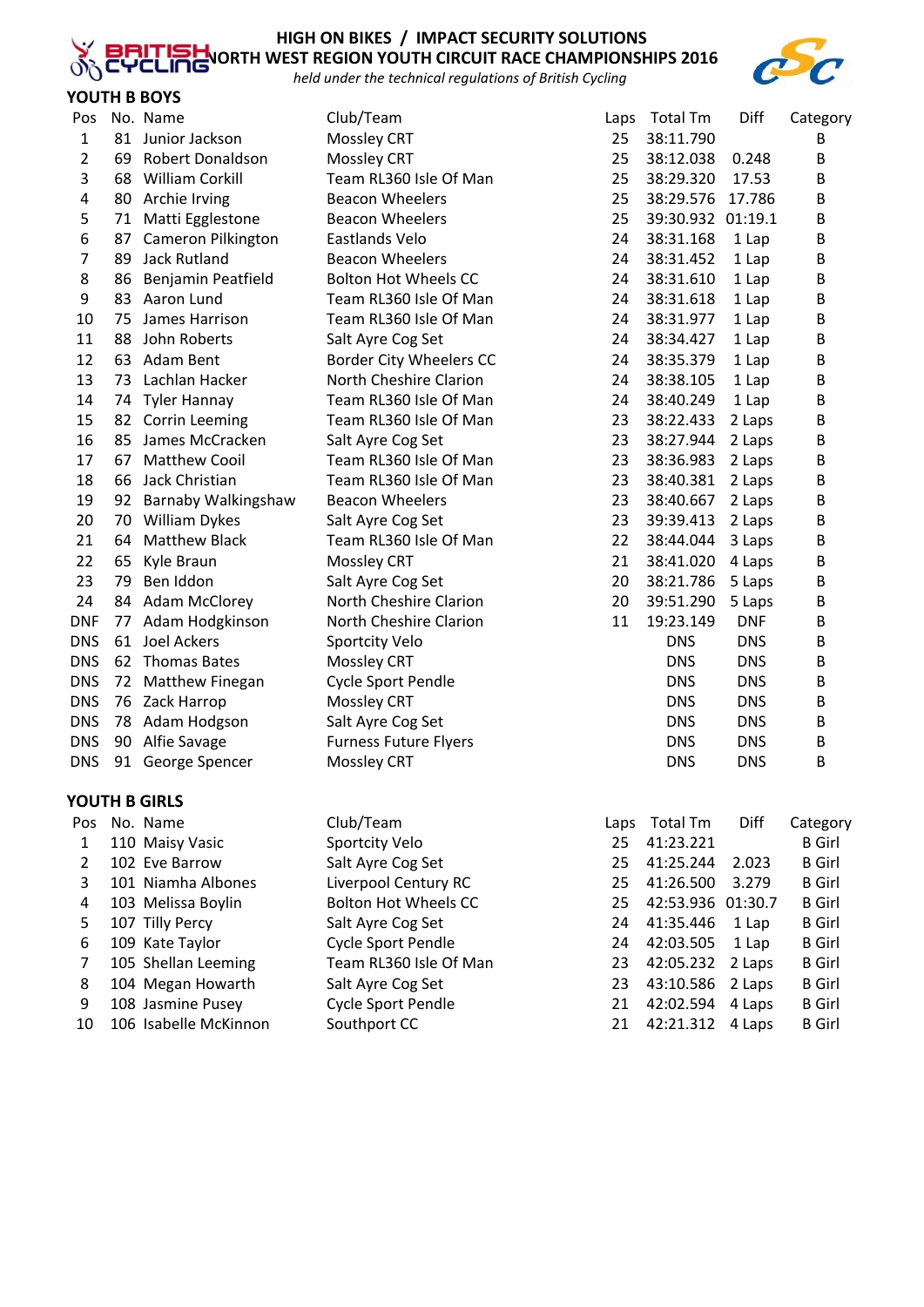HIGH ON BIKES / IMPACT SECURITY SOLUTIONS

NORTH WEST REGION YOUTH CIRCUIT RACE CHAMPIONSHIPS 2016

*held under the technical regulations of British Cycling*

## YOUTH B BOYS

| Pos | No. | Name | Club/Team | Laps | Total Tm | Diff | Category |
|---|---|---|---|---|---|---|---|
| 1 | 81 | Junior Jackson | Mossley CRT | 25 | 38:11.790 | | B |
| 2 | 69 | Robert Donaldson | Mossley CRT | 25 | 38:12.038 | 0.248 | B |
| 3 | 68 | William Corkill | Team RL360 Isle Of Man | 25 | 38:29.320 | 17.53 | B |
| 4 | 80 | Archie Irving | Beacon Wheelers | 25 | 38:29.576 | 17.786 | B |
| 5 | 71 | Matti Egglestone | Beacon Wheelers | 25 | 39:30.932 | 01:19.1 | B |
| 6 | 87 | Cameron Pilkington | Eastlands Velo | 24 | 38:31.168 | 1 Lap | B |
| 7 | 89 | Jack Rutland | Beacon Wheelers | 24 | 38:31.452 | 1 Lap | B |
| 8 | 86 | Benjamin Peatfield | Bolton Hot Wheels CC | 24 | 38:31.610 | 1 Lap | B |
| 9 | 83 | Aaron Lund | Team RL360 Isle Of Man | 24 | 38:31.618 | 1 Lap | B |
| 10 | 75 | James Harrison | Team RL360 Isle Of Man | 24 | 38:31.977 | 1 Lap | B |
| 11 | 88 | John Roberts | Salt Ayre Cog Set | 24 | 38:34.427 | 1 Lap | B |
| 12 | 63 | Adam Bent | Border City Wheelers CC | 24 | 38:35.379 | 1 Lap | B |
| 13 | 73 | Lachlan Hacker | North Cheshire Clarion | 24 | 38:38.105 | 1 Lap | B |
| 14 | 74 | Tyler Hannay | Team RL360 Isle Of Man | 24 | 38:40.249 | 1 Lap | B |
| 15 | 82 | Corrin Leeming | Team RL360 Isle Of Man | 23 | 38:22.433 | 2 Laps | B |
| 16 | 85 | James McCracken | Salt Ayre Cog Set | 23 | 38:27.944 | 2 Laps | B |
| 17 | 67 | Matthew Cooil | Team RL360 Isle Of Man | 23 | 38:36.983 | 2 Laps | B |
| 18 | 66 | Jack Christian | Team RL360 Isle Of Man | 23 | 38:40.381 | 2 Laps | B |
| 19 | 92 | Barnaby Walkingshaw | Beacon Wheelers | 23 | 38:40.667 | 2 Laps | B |
| 20 | 70 | William Dykes | Salt Ayre Cog Set | 23 | 39:39.413 | 2 Laps | B |
| 21 | 64 | Matthew Black | Team RL360 Isle Of Man | 22 | 38:44.044 | 3 Laps | B |
| 22 | 65 | Kyle Braun | Mossley CRT | 21 | 38:41.020 | 4 Laps | B |
| 23 | 79 | Ben Iddon | Salt Ayre Cog Set | 20 | 38:21.786 | 5 Laps | B |
| 24 | 84 | Adam McClorey | North Cheshire Clarion | 20 | 39:51.290 | 5 Laps | B |
| DNF | 77 | Adam Hodgkinson | North Cheshire Clarion | 11 | 19:23.149 | DNF | B |
| DNS | 61 | Joel Ackers | Sportcity Velo | | DNS | DNS | B |
| DNS | 62 | Thomas Bates | Mossley CRT | | DNS | DNS | B |
| DNS | 72 | Matthew Finegan | Cycle Sport Pendle | | DNS | DNS | B |
| DNS | 76 | Zack Harrop | Mossley CRT | | DNS | DNS | B |
| DNS | 78 | Adam Hodgson | Salt Ayre Cog Set | | DNS | DNS | B |
| DNS | 90 | Alfie Savage | Furness Future Flyers | | DNS | DNS | B |
| DNS | 91 | George Spencer | Mossley CRT | | DNS | DNS | B |

## YOUTH B GIRLS

| Pos | No. | Name | Club/Team | Laps | Total Tm | Diff | Category |
|---|---|---|---|---|---|---|---|
| 1 | 110 | Maisy Vasic | Sportcity Velo | 25 | 41:23.221 | | B Girl |
| 2 | 102 | Eve Barrow | Salt Ayre Cog Set | 25 | 41:25.244 | 2.023 | B Girl |
| 3 | 101 | Niamha Albones | Liverpool Century RC | 25 | 41:26.500 | 3.279 | B Girl |
| 4 | 103 | Melissa Boylin | Bolton Hot Wheels CC | 25 | 42:53.936 | 01:30.7 | B Girl |
| 5 | 107 | Tilly Percy | Salt Ayre Cog Set | 24 | 41:35.446 | 1 Lap | B Girl |
| 6 | 109 | Kate Taylor | Cycle Sport Pendle | 24 | 42:03.505 | 1 Lap | B Girl |
| 7 | 105 | Shellan Leeming | Team RL360 Isle Of Man | 23 | 42:05.232 | 2 Laps | B Girl |
| 8 | 104 | Megan Howarth | Salt Ayre Cog Set | 23 | 43:10.586 | 2 Laps | B Girl |
| 9 | 108 | Jasmine Pusey | Cycle Sport Pendle | 21 | 42:02.594 | 4 Laps | B Girl |
| 10 | 106 | Isabelle McKinnon | Southport CC | 21 | 42:21.312 | 4 Laps | B Girl |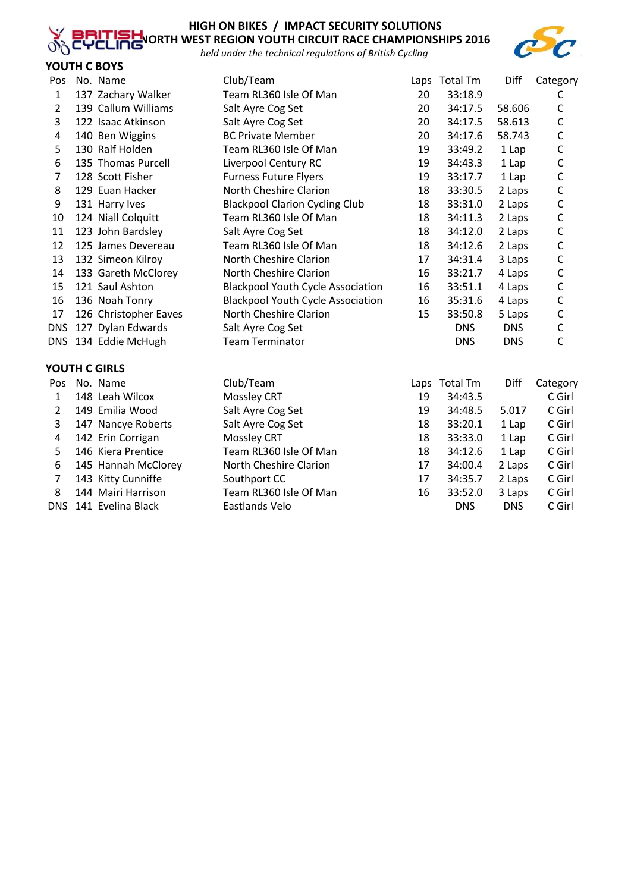# HIGH ON BIKES / IMPACT SECURITY SOLUTIONS
# NORTH WEST REGION YOUTH CIRCUIT RACE CHAMPIONSHIPS 2016

*held under the technical regulations of British Cycling*

## YOUTH C BOYS

| Pos | No. | Name | Club/Team | Laps | Total Tm | Diff | Category |
|---|---|---|---|---|---|---|---|
| 1 | 137 | Zachary Walker | Team RL360 Isle Of Man | 20 | 33:18.9 | | C |
| 2 | 139 | Callum Williams | Salt Ayre Cog Set | 20 | 34:17.5 | 58.606 | C |
| 3 | 122 | Isaac Atkinson | Salt Ayre Cog Set | 20 | 34:17.5 | 58.613 | C |
| 4 | 140 | Ben Wiggins | BC Private Member | 20 | 34:17.6 | 58.743 | C |
| 5 | 130 | Ralf Holden | Team RL360 Isle Of Man | 19 | 33:49.2 | 1 Lap | C |
| 6 | 135 | Thomas Purcell | Liverpool Century RC | 19 | 34:43.3 | 1 Lap | C |
| 7 | 128 | Scott Fisher | Furness Future Flyers | 19 | 33:17.7 | 1 Lap | C |
| 8 | 129 | Euan Hacker | North Cheshire Clarion | 18 | 33:30.5 | 2 Laps | C |
| 9 | 131 | Harry Ives | Blackpool Clarion Cycling Club | 18 | 33:31.0 | 2 Laps | C |
| 10 | 124 | Niall Colquitt | Team RL360 Isle Of Man | 18 | 34:11.3 | 2 Laps | C |
| 11 | 123 | John Bardsley | Salt Ayre Cog Set | 18 | 34:12.0 | 2 Laps | C |
| 12 | 125 | James Devereau | Team RL360 Isle Of Man | 18 | 34:12.6 | 2 Laps | C |
| 13 | 132 | Simeon Kilroy | North Cheshire Clarion | 17 | 34:31.4 | 3 Laps | C |
| 14 | 133 | Gareth McClorey | North Cheshire Clarion | 16 | 33:21.7 | 4 Laps | C |
| 15 | 121 | Saul Ashton | Blackpool Youth Cycle Association | 16 | 33:51.1 | 4 Laps | C |
| 16 | 136 | Noah Tonry | Blackpool Youth Cycle Association | 16 | 35:31.6 | 4 Laps | C |
| 17 | 126 | Christopher Eaves | North Cheshire Clarion | 15 | 33:50.8 | 5 Laps | C |
| DNS | 127 | Dylan Edwards | Salt Ayre Cog Set | | DNS | DNS | C |
| DNS | 134 | Eddie McHugh | Team Terminator | | DNS | DNS | C |

## YOUTH C GIRLS

| Pos | No. | Name | Club/Team | Laps | Total Tm | Diff | Category |
|---|---|---|---|---|---|---|---|
| 1 | 148 | Leah Wilcox | Mossley CRT | 19 | 34:43.5 | | C Girl |
| 2 | 149 | Emilia Wood | Salt Ayre Cog Set | 19 | 34:48.5 | 5.017 | C Girl |
| 3 | 147 | Nancye Roberts | Salt Ayre Cog Set | 18 | 33:20.1 | 1 Lap | C Girl |
| 4 | 142 | Erin Corrigan | Mossley CRT | 18 | 33:33.0 | 1 Lap | C Girl |
| 5 | 146 | Kiera Prentice | Team RL360 Isle Of Man | 18 | 34:12.6 | 1 Lap | C Girl |
| 6 | 145 | Hannah McClorey | North Cheshire Clarion | 17 | 34:00.4 | 2 Laps | C Girl |
| 7 | 143 | Kitty Cunniffe | Southport CC | 17 | 34:35.7 | 2 Laps | C Girl |
| 8 | 144 | Mairi Harrison | Team RL360 Isle Of Man | 16 | 33:52.0 | 3 Laps | C Girl |
| DNS | 141 | Evelina Black | Eastlands Velo | | DNS | DNS | C Girl |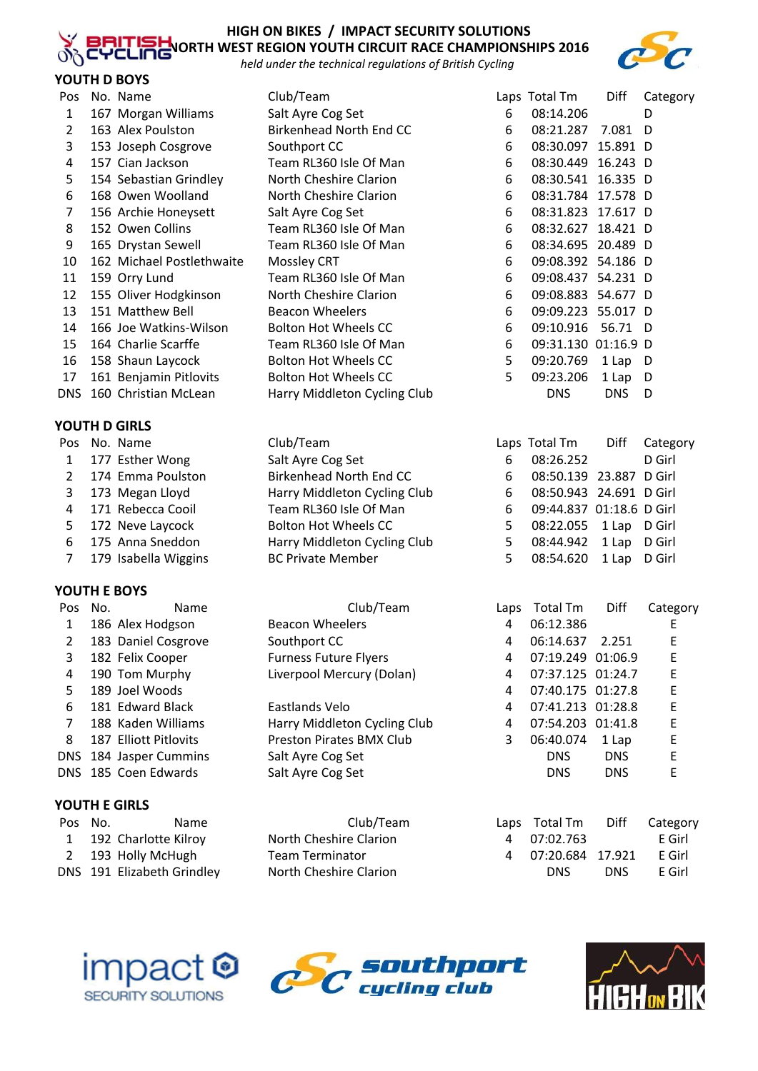# HIGH ON BIKES / IMPACT SECURITY SOLUTIONS
## NORTH WEST REGION YOUTH CIRCUIT RACE CHAMPIONSHIPS 2016

*held under the technical regulations of British Cycling*

### YOUTH D BOYS

| Pos | No. | Name | Club/Team | Laps | Total Tm | Diff | Category |
|---|---|---|---|---|---|---|---|
| 1 | 167 | Morgan Williams | Salt Ayre Cog Set | 6 | 08:14.206 | | D |
| 2 | 163 | Alex Poulston | Birkenhead North End CC | 6 | 08:21.287 | 7.081 | D |
| 3 | 153 | Joseph Cosgrove | Southport CC | 6 | 08:30.097 | 15.891 | D |
| 4 | 157 | Cian Jackson | Team RL360 Isle Of Man | 6 | 08:30.449 | 16.243 | D |
| 5 | 154 | Sebastian Grindley | North Cheshire Clarion | 6 | 08:30.541 | 16.335 | D |
| 6 | 168 | Owen Woolland | North Cheshire Clarion | 6 | 08:31.784 | 17.578 | D |
| 7 | 156 | Archie Honeysett | Salt Ayre Cog Set | 6 | 08:31.823 | 17.617 | D |
| 8 | 152 | Owen Collins | Team RL360 Isle Of Man | 6 | 08:32.627 | 18.421 | D |
| 9 | 165 | Drystan Sewell | Team RL360 Isle Of Man | 6 | 08:34.695 | 20.489 | D |
| 10 | 162 | Michael Postlethwaite | Mossley CRT | 6 | 09:08.392 | 54.186 | D |
| 11 | 159 | Orry Lund | Team RL360 Isle Of Man | 6 | 09:08.437 | 54.231 | D |
| 12 | 155 | Oliver Hodgkinson | North Cheshire Clarion | 6 | 09:08.883 | 54.677 | D |
| 13 | 151 | Matthew Bell | Beacon Wheelers | 6 | 09:09.223 | 55.017 | D |
| 14 | 166 | Joe Watkins-Wilson | Bolton Hot Wheels CC | 6 | 09:10.916 | 56.71 | D |
| 15 | 164 | Charlie Scarffe | Team RL360 Isle Of Man | 6 | 09:31.130 | 01:16.9 | D |
| 16 | 158 | Shaun Laycock | Bolton Hot Wheels CC | 5 | 09:20.769 | 1 Lap | D |
| 17 | 161 | Benjamin Pitlovits | Bolton Hot Wheels CC | 5 | 09:23.206 | 1 Lap | D |
| DNS | 160 | Christian McLean | Harry Middleton Cycling Club | | DNS | DNS | D |

### YOUTH D GIRLS

| Pos | No. | Name | Club/Team | Laps | Total Tm | Diff | Category |
|---|---|---|---|---|---|---|---|
| 1 | 177 | Esther Wong | Salt Ayre Cog Set | 6 | 08:26.252 | | D Girl |
| 2 | 174 | Emma Poulston | Birkenhead North End CC | 6 | 08:50.139 | 23.887 | D Girl |
| 3 | 173 | Megan Lloyd | Harry Middleton Cycling Club | 6 | 08:50.943 | 24.691 | D Girl |
| 4 | 171 | Rebecca Cooil | Team RL360 Isle Of Man | 6 | 09:44.837 | 01:18.6 | D Girl |
| 5 | 172 | Neve Laycock | Bolton Hot Wheels CC | 5 | 08:22.055 | 1 Lap | D Girl |
| 6 | 175 | Anna Sneddon | Harry Middleton Cycling Club | 5 | 08:44.942 | 1 Lap | D Girl |
| 7 | 179 | Isabella Wiggins | BC Private Member | 5 | 08:54.620 | 1 Lap | D Girl |

### YOUTH E BOYS

| Pos | No. | Name | Club/Team | Laps | Total Tm | Diff | Category |
|---|---|---|---|---|---|---|---|
| 1 | 186 | Alex Hodgson | Beacon Wheelers | 4 | 06:12.386 | | E |
| 2 | 183 | Daniel Cosgrove | Southport CC | 4 | 06:14.637 | 2.251 | E |
| 3 | 182 | Felix Cooper | Furness Future Flyers | 4 | 07:19.249 | 01:06.9 | E |
| 4 | 190 | Tom Murphy | Liverpool Mercury (Dolan) | 4 | 07:37.125 | 01:24.7 | E |
| 5 | 189 | Joel Woods | | 4 | 07:40.175 | 01:27.8 | E |
| 6 | 181 | Edward Black | Eastlands Velo | 4 | 07:41.213 | 01:28.8 | E |
| 7 | 188 | Kaden Williams | Harry Middleton Cycling Club | 4 | 07:54.203 | 01:41.8 | E |
| 8 | 187 | Elliott Pitlovits | Preston Pirates BMX Club | 3 | 06:40.074 | 1 Lap | E |
| DNS | 184 | Jasper Cummins | Salt Ayre Cog Set | | DNS | DNS | E |
| DNS | 185 | Coen Edwards | Salt Ayre Cog Set | | DNS | DNS | E |

### YOUTH E GIRLS

| Pos | No. | Name | Club/Team | Laps | Total Tm | Diff | Category |
|---|---|---|---|---|---|---|---|
| 1 | 192 | Charlotte Kilroy | North Cheshire Clarion | 4 | 07:02.763 | | E Girl |
| 2 | 193 | Holly McHugh | Team Terminator | 4 | 07:20.684 | 17.921 | E Girl |
| DNS | 191 | Elizabeth Grindley | North Cheshire Clarion | | DNS | DNS | E Girl |